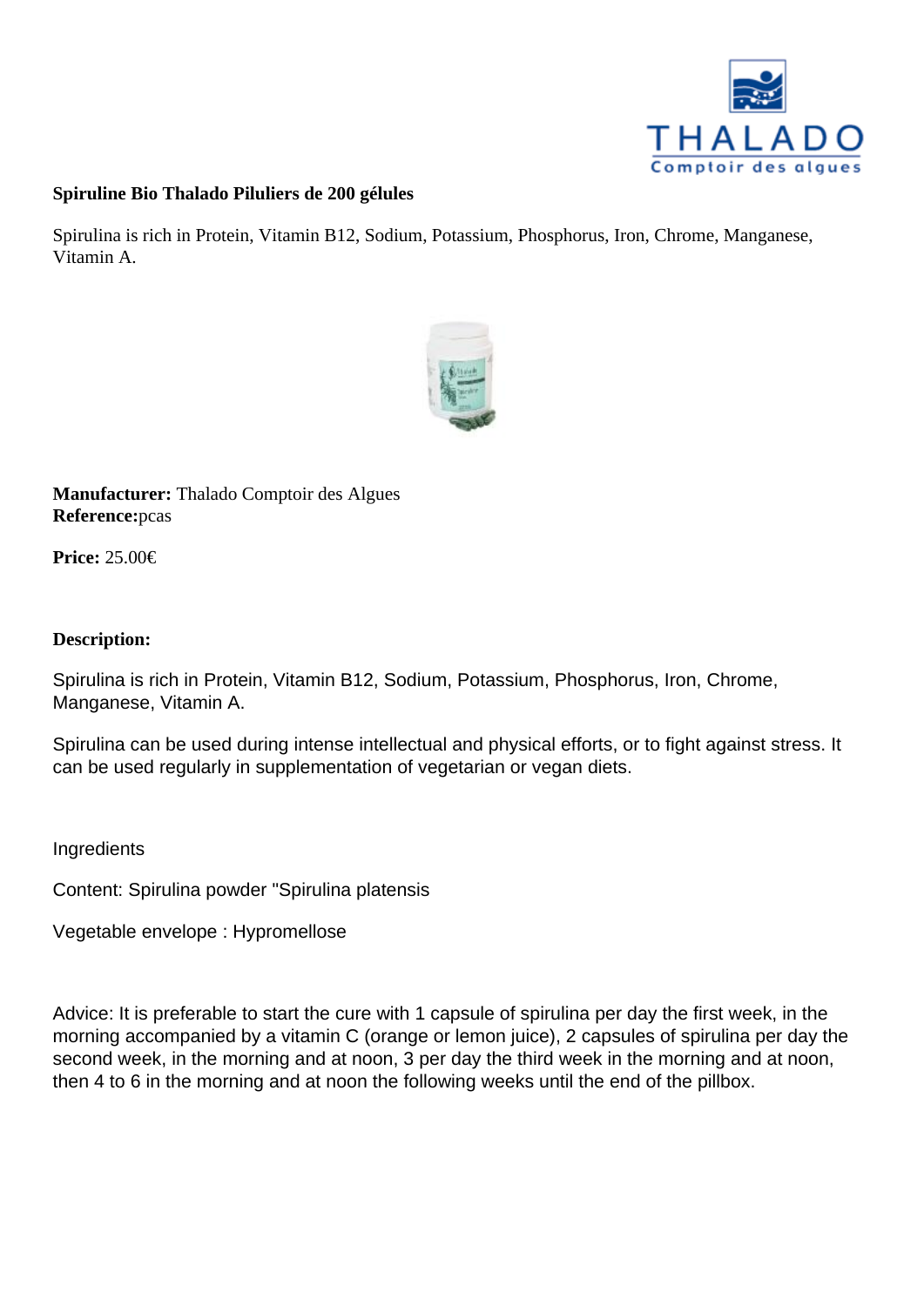**Spiruline Bio Thalado Piluliers de 200 gélules**

Spirulina is rich in Protein, Vitamin B12, Sodium, Potassium, Phosphorus, Iron, Chrome, Manganese, Vitamin A.

**Manufacturer:** Thalado Comptoir des Algues
**Reference:**pcas

**Price:** 25.00€

**Description:**

Spirulina is rich in Protein, Vitamin B12, Sodium, Potassium, Phosphorus, Iron, Chrome, Manganese, Vitamin A.

Spirulina can be used during intense intellectual and physical efforts, or to fight against stress. It can be used regularly in supplementation of vegetarian or vegan diets.

Ingredients

Content: Spirulina powder "Spirulina platensis

Vegetable envelope : Hypromellose

Advice: It is preferable to start the cure with 1 capsule of spirulina per day the first week, in the morning accompanied by a vitamin C (orange or lemon juice), 2 capsules of spirulina per day the second week, in the morning and at noon, 3 per day the third week in the morning and at noon, then 4 to 6 in the morning and at noon the following weeks until the end of the pillbox.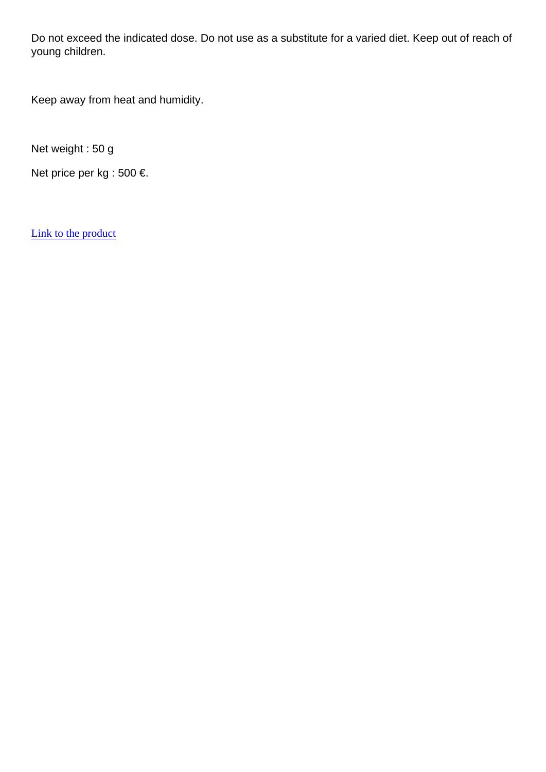Do not exceed the indicated dose. Do not use as a substitute for a varied diet. Keep out of reach of young children.

Keep away from heat and humidity.

Net weight : 50 g

Net price per kg : 500 €.

Link to the product